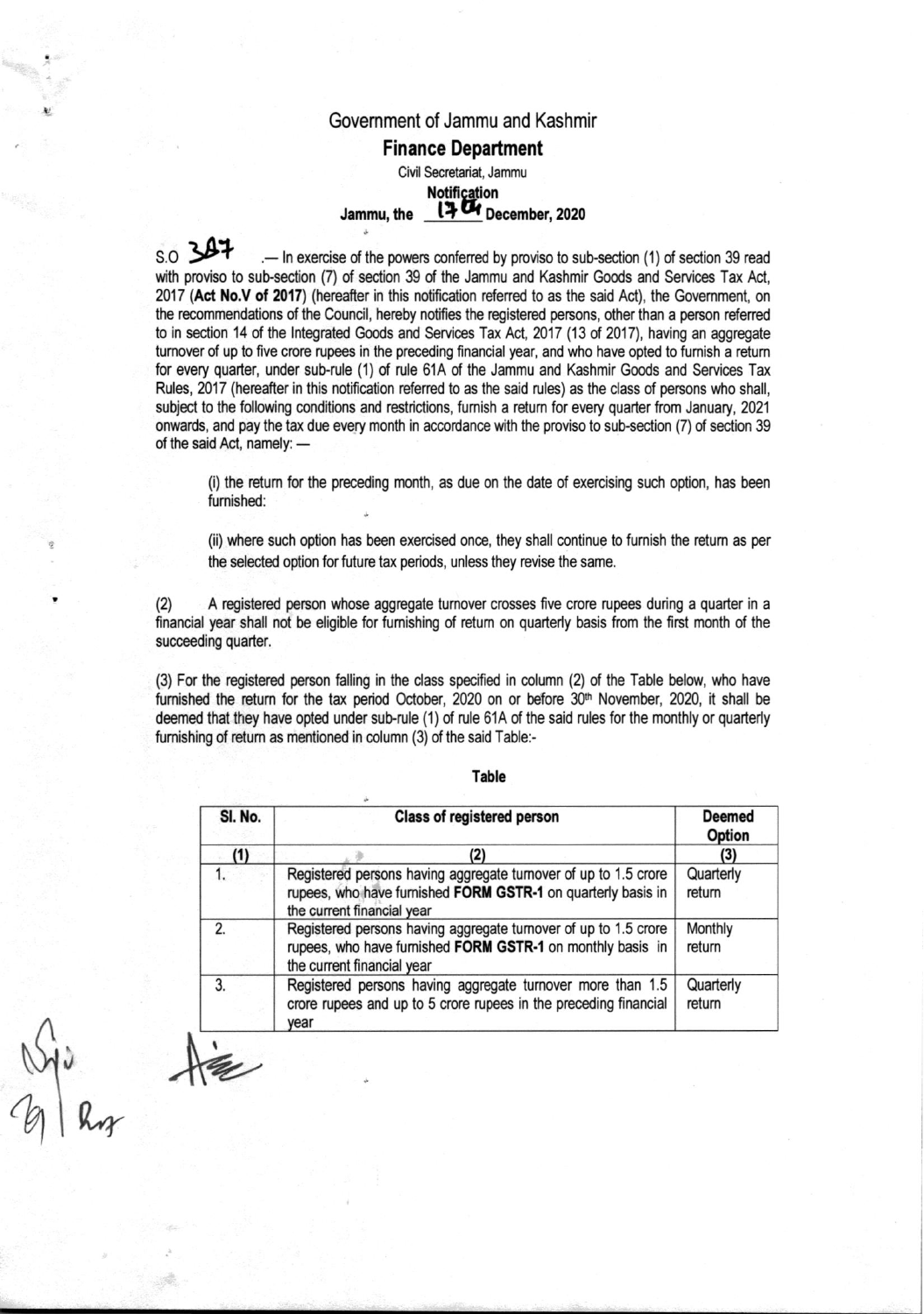Government of Jammu and Kashmir

**Finance Department**

Civil Secretariat, Jammu

**Notification**

**Jammu, the 17th December, 2020**

S.O 387 .— In exercise of the powers conferred by proviso to sub-section (1) of section 39 read with proviso to sub-section (7) of section 39 of the Jammu and Kashmir Goods and Services Tax Act, 2017 (**Act No.V of 2017**) (hereafter in this notification referred to as the said Act), the Government, on the recommendations of the Council, hereby notifies the registered persons, other than a person referred to in section 14 of the Integrated Goods and Services Tax Act, 2017 (13 of 2017), having an aggregate turnover of up to five crore rupees in the preceding financial year, and who have opted to furnish a return for every quarter, under sub-rule (1) of rule 61A of the Jammu and Kashmir Goods and Services Tax Rules, 2017 (hereafter in this notification referred to as the said rules) as the class of persons who shall, subject to the following conditions and restrictions, furnish a return for every quarter from January, 2021 onwards, and pay the tax due every month in accordance with the proviso to sub-section (7) of section 39 of the said Act, namely: —

(i) the return for the preceding month, as due on the date of exercising such option, has been furnished:

(ii) where such option has been exercised once, they shall continue to furnish the return as per the selected option for future tax periods, unless they revise the same.

(2) A registered person whose aggregate turnover crosses five crore rupees during a quarter in a financial year shall not be eligible for furnishing of return on quarterly basis from the first month of the succeeding quarter.

(3) For the registered person falling in the class specified in column (2) of the Table below, who have furnished the return for the tax period October, 2020 on or before 30th November, 2020, it shall be deemed that they have opted under sub-rule (1) of rule 61A of the said rules for the monthly or quarterly furnishing of return as mentioned in column (3) of the said Table:-

**Table**

| Sl. No. | Class of registered person | Deemed Option |
|---|---|---|
| (1) | (2) | (3) |
| 1. | Registered persons having aggregate turnover of up to 1.5 crore rupees, who have furnished **FORM GSTR-1** on quarterly basis in the current financial year | Quarterly return |
| 2. | Registered persons having aggregate turnover of up to 1.5 crore rupees, who have furnished **FORM GSTR-1** on monthly basis in the current financial year | Monthly return |
| 3. | Registered persons having aggregate turnover more than 1.5 crore rupees and up to 5 crore rupees in the preceding financial year | Quarterly return |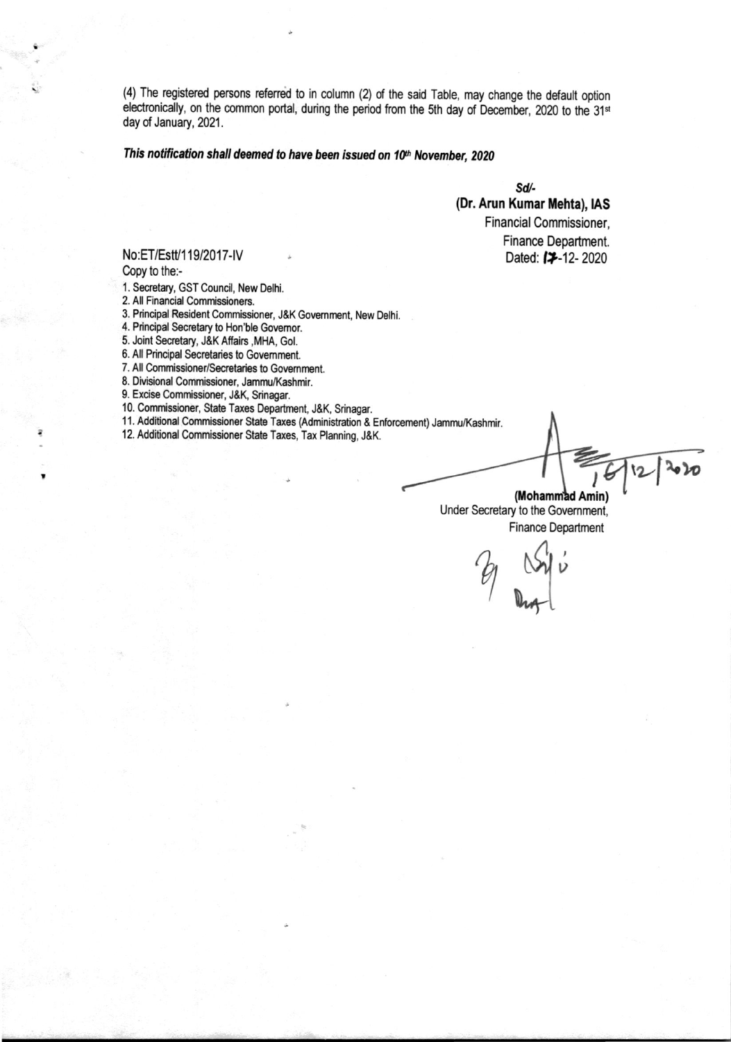(4) The registered persons referred to in column (2) of the said Table, may change the default option electronically, on the common portal, during the period from the 5th day of December, 2020 to the 31st day of January, 2021.

***This notification shall deemed to have been issued on 10th November, 2020***

Sd/-
**(Dr. Arun Kumar Mehta), IAS**
Financial Commissioner,
Finance Department.
Dated: 17-12- 2020

No:ET/Estt/119/2017-IV

Copy to the:-

1. Secretary, GST Council, New Delhi.
2. All Financial Commissioners.
3. Principal Resident Commissioner, J&K Government, New Delhi.
4. Principal Secretary to Hon'ble Governor.
5. Joint Secretary, J&K Affairs ,MHA, GoI.
6. All Principal Secretaries to Government.
7. All Commissioner/Secretaries to Government.
8. Divisional Commissioner, Jammu/Kashmir.
9. Excise Commissioner, J&K, Srinagar.
10. Commissioner, State Taxes Department, J&K, Srinagar.
11. Additional Commissioner State Taxes (Administration & Enforcement) Jammu/Kashmir.
12. Additional Commissioner State Taxes, Tax Planning, J&K.

16/12/2020

**(Mohammad Amin)**
Under Secretary to the Government,
Finance Department